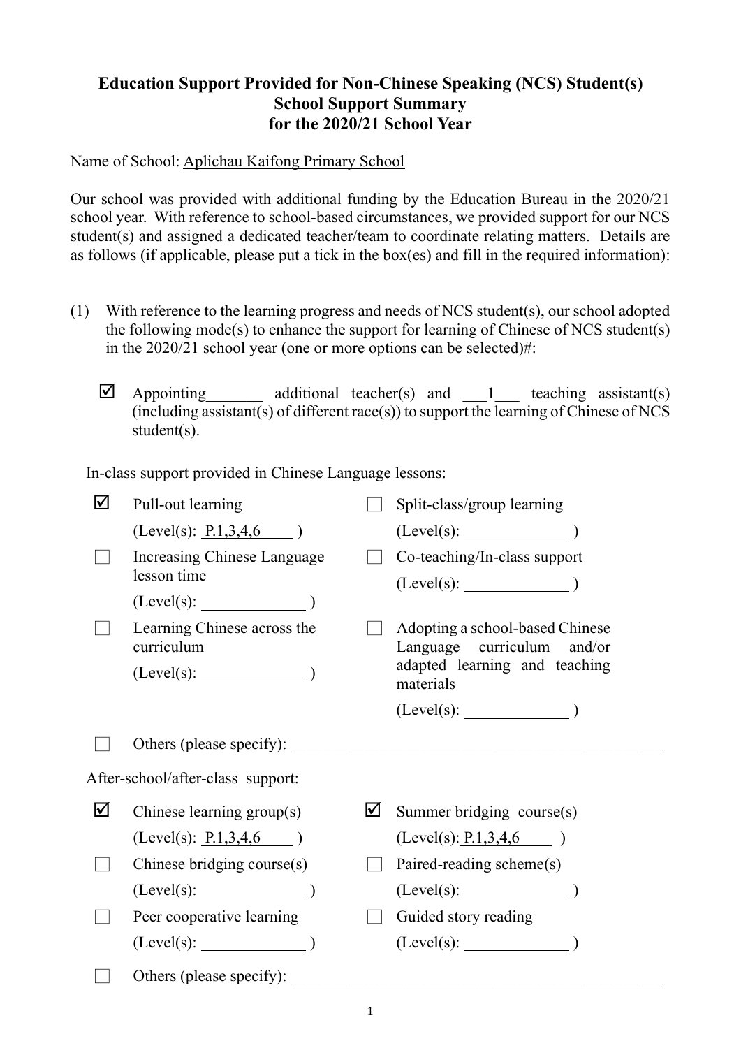**Education Support Provided for Non-Chinese Speaking (NCS) Student(s)**
**School Support Summary**
**for the 2020/21 School Year**

Name of School: Aplichau Kaifong Primary School

Our school was provided with additional funding by the Education Bureau in the 2020/21 school year. With reference to school-based circumstances, we provided support for our NCS student(s) and assigned a dedicated teacher/team to coordinate relating matters. Details are as follows (if applicable, please put a tick in the box(es) and fill in the required information):

(1) With reference to the learning progress and needs of NCS student(s), our school adopted the following mode(s) to enhance the support for learning of Chinese of NCS student(s) in the 2020/21 school year (one or more options can be selected)#:

☑ Appointing_______ additional teacher(s) and ___1___ teaching assistant(s) (including assistant(s) of different race(s)) to support the learning of Chinese of NCS student(s).

In-class support provided in Chinese Language lessons:

☑ Pull-out learning (Level(s): P.1,3,4,6 )

☐ Split-class/group learning (Level(s): ____________ )

☐ Increasing Chinese Language lesson time (Level(s): ____________ )

☐ Co-teaching/In-class support (Level(s): ____________ )

☐ Learning Chinese across the curriculum (Level(s): ____________ )

☐ Adopting a school-based Chinese Language curriculum and/or adapted learning and teaching materials (Level(s): ____________ )

☐ Others (please specify): ____________

After-school/after-class support:

☑ Chinese learning group(s) (Level(s): P.1,3,4,6 )

☑ Summer bridging course(s) (Level(s): P.1,3,4,6 )

☐ Chinese bridging course(s) (Level(s): ____________ )

☐ Paired-reading scheme(s) (Level(s): ____________ )

☐ Peer cooperative learning (Level(s): ____________ )

☐ Guided story reading (Level(s): ____________ )

☐ Others (please specify): ____________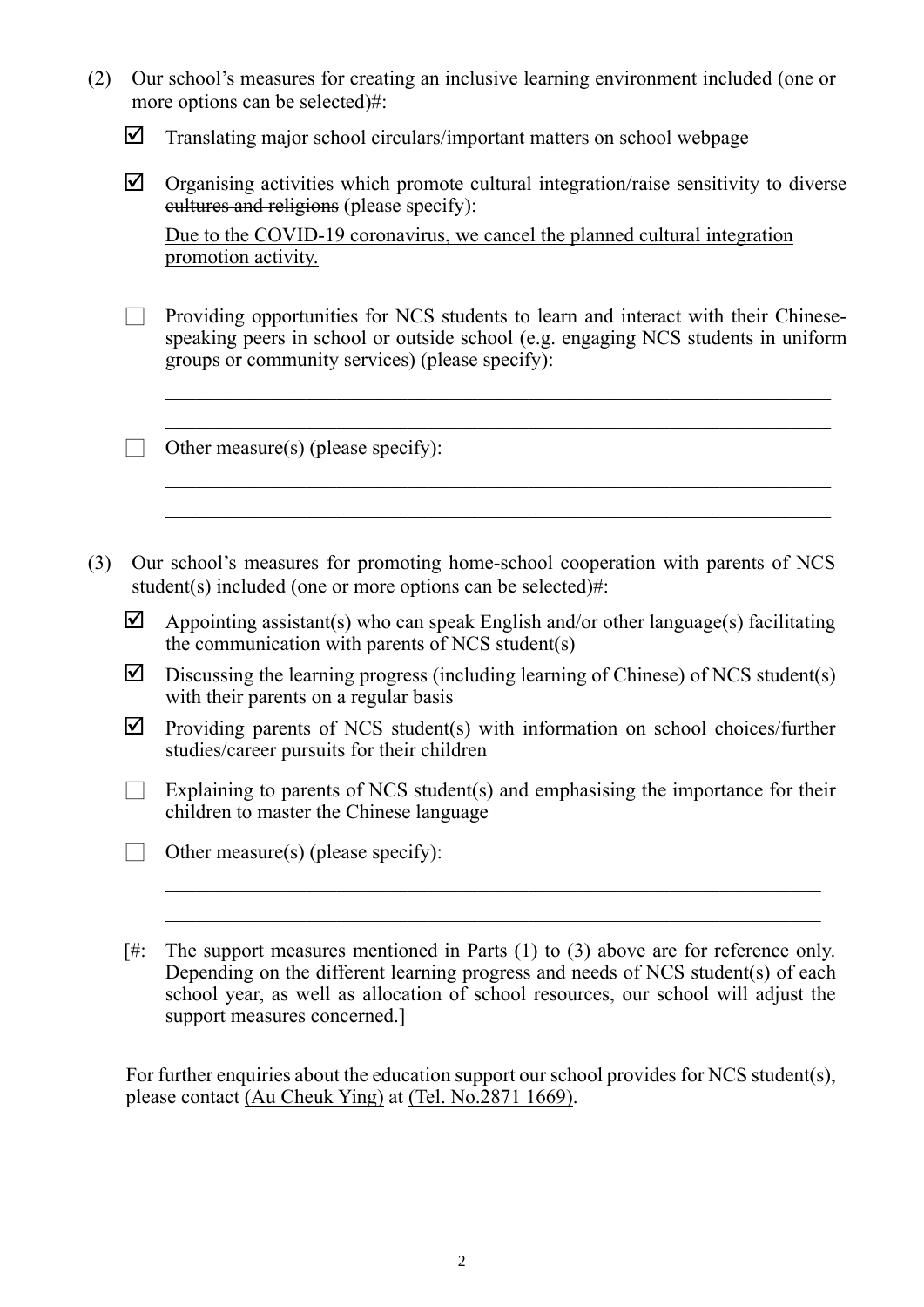(2) Our school's measures for creating an inclusive learning environment included (one or more options can be selected)#:

- ☑ Translating major school circulars/important matters on school webpage
- ☑ Organising activities which promote cultural integration/r~~aise sensitivity to diverse cultures and religions~~ (please specify):

  Due to the COVID-19 coronavirus, we cancel the planned cultural integration promotion activity.

- ☐ Providing opportunities for NCS students to learn and interact with their Chinese-speaking peers in school or outside school (e.g. engaging NCS students in uniform groups or community services) (please specify):

  ___

- ☐ Other measure(s) (please specify):

  ___

(3) Our school's measures for promoting home-school cooperation with parents of NCS student(s) included (one or more options can be selected)#:

- ☑ Appointing assistant(s) who can speak English and/or other language(s) facilitating the communication with parents of NCS student(s)
- ☑ Discussing the learning progress (including learning of Chinese) of NCS student(s) with their parents on a regular basis
- ☑ Providing parents of NCS student(s) with information on school choices/further studies/career pursuits for their children
- ☐ Explaining to parents of NCS student(s) and emphasising the importance for their children to master the Chinese language
- ☐ Other measure(s) (please specify):

  ___

[#: The support measures mentioned in Parts (1) to (3) above are for reference only. Depending on the different learning progress and needs of NCS student(s) of each school year, as well as allocation of school resources, our school will adjust the support measures concerned.]

For further enquiries about the education support our school provides for NCS student(s), please contact (Au Cheuk Ying) at (Tel. No.2871 1669).